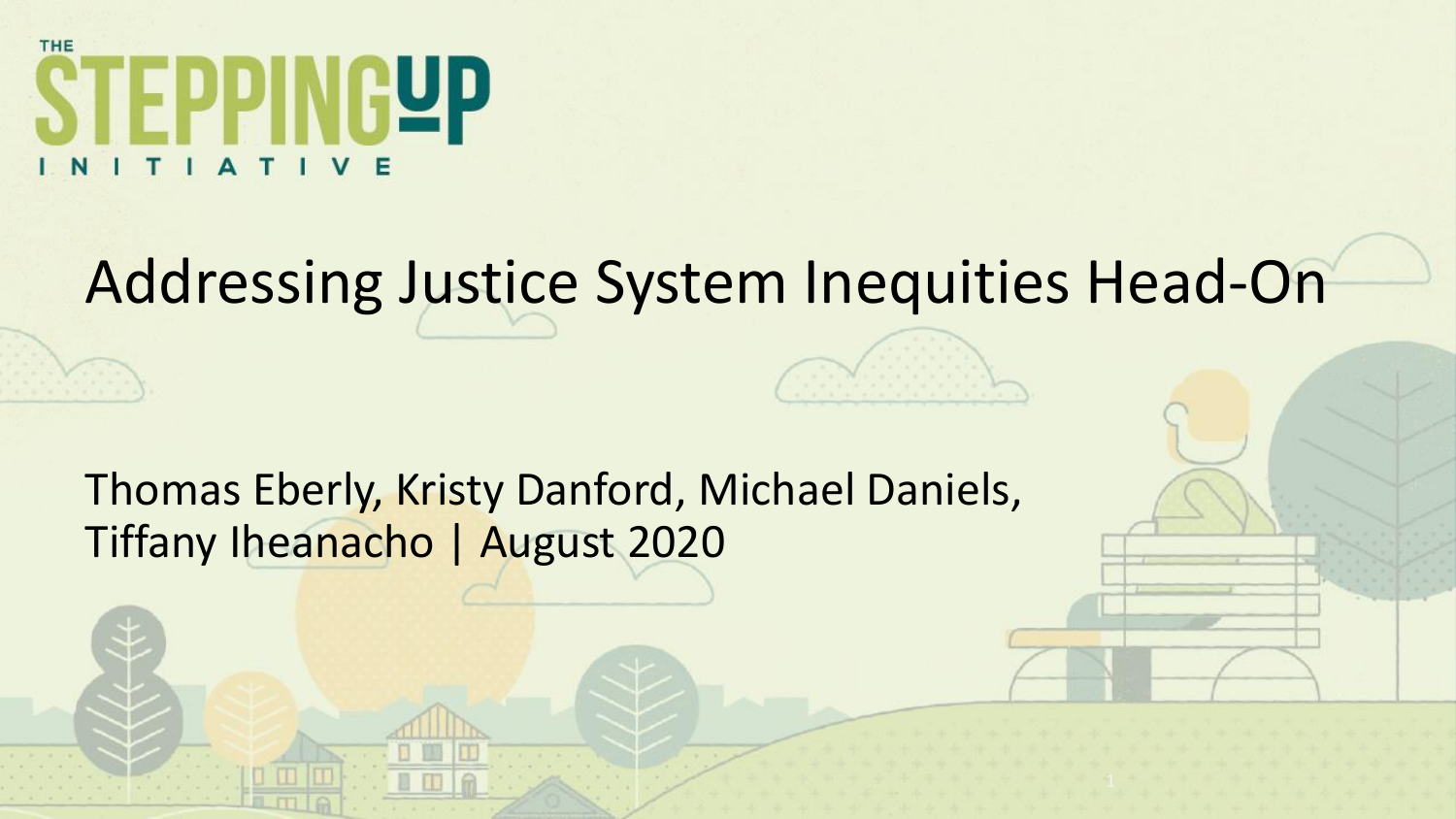THE STEPPING UP INITIATIVE

# Addressing Justice System Inequities Head-On

Thomas Eberly, Kristy Danford, Michael Daniels, Tiffany Iheanacho | August 2020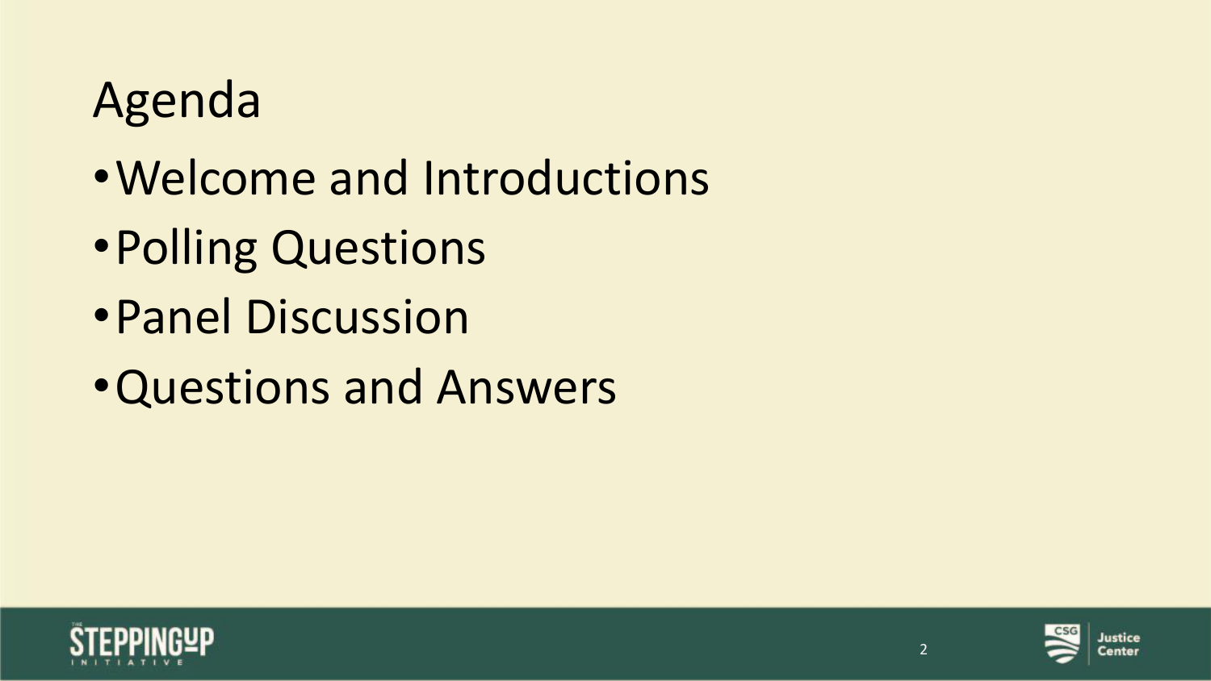# Agenda

- Welcome and Introductions
- Polling Questions
- Panel Discussion
- Questions and Answers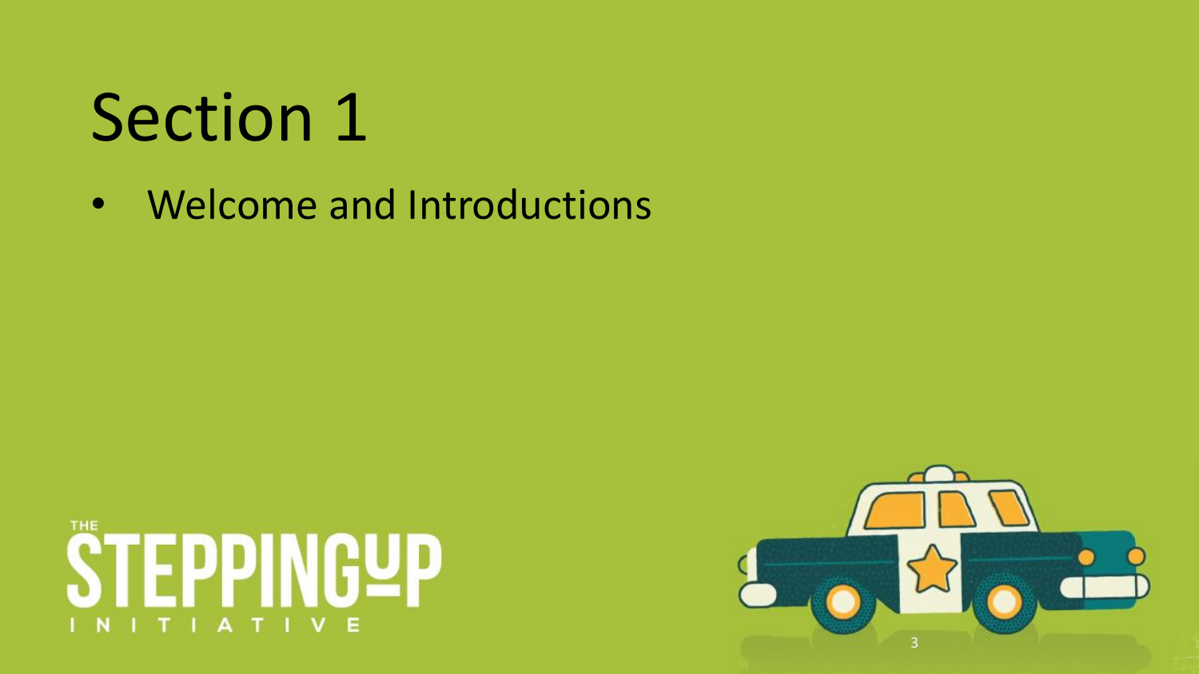# Section 1

- Welcome and Introductions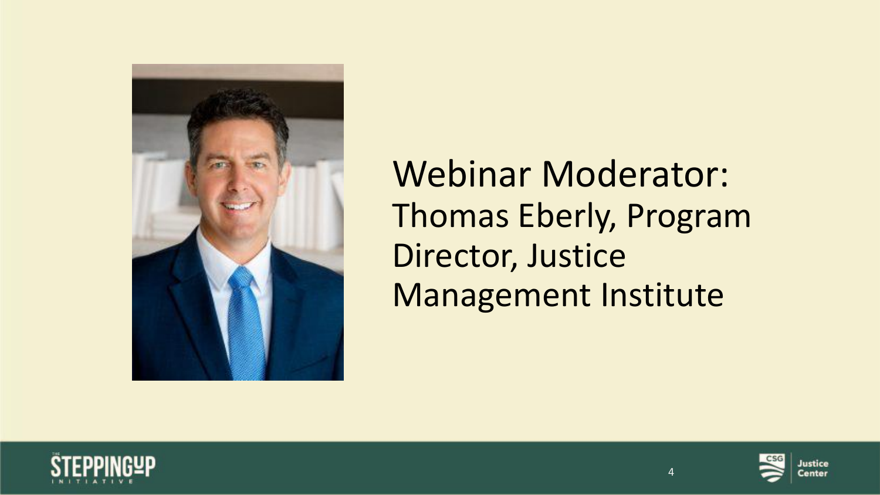Webinar Moderator:
Thomas Eberly, Program Director, Justice Management Institute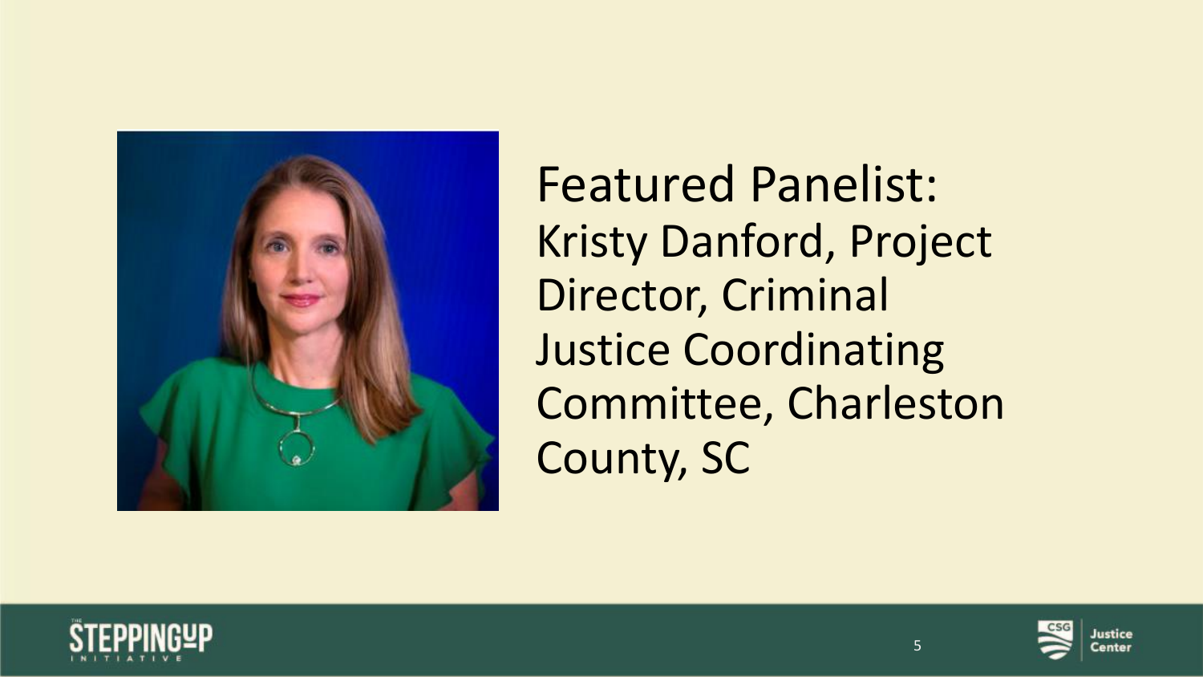Featured Panelist:
Kristy Danford, Project Director, Criminal Justice Coordinating Committee, Charleston County, SC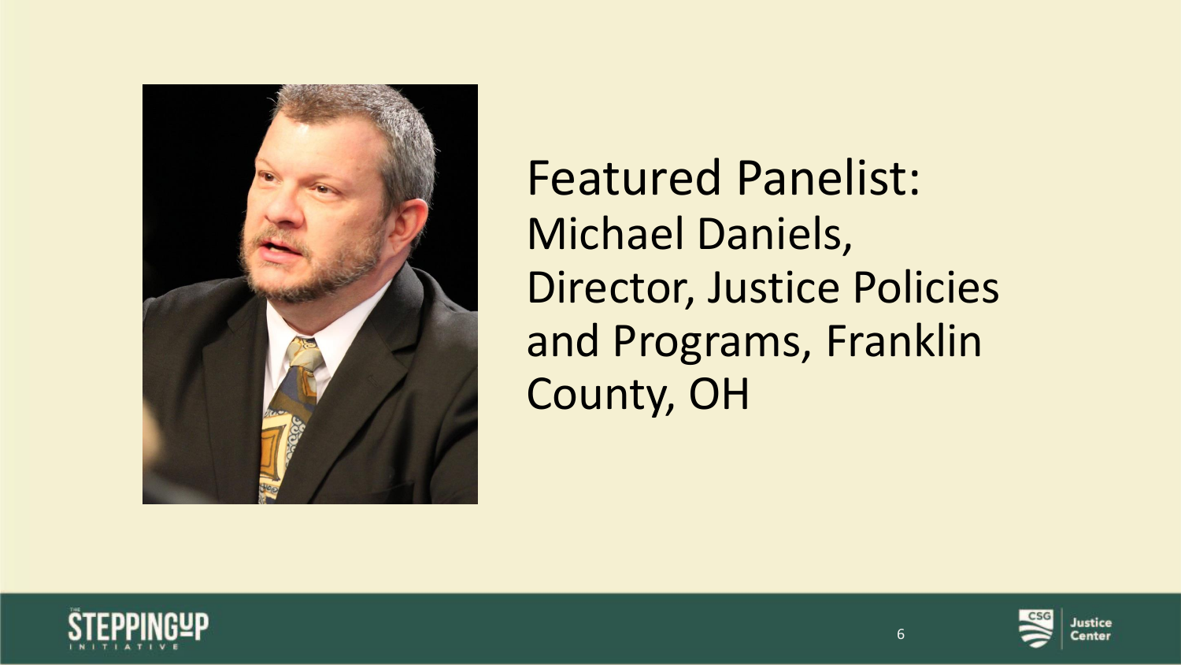Featured Panelist:
Michael Daniels,
Director, Justice Policies and Programs, Franklin County, OH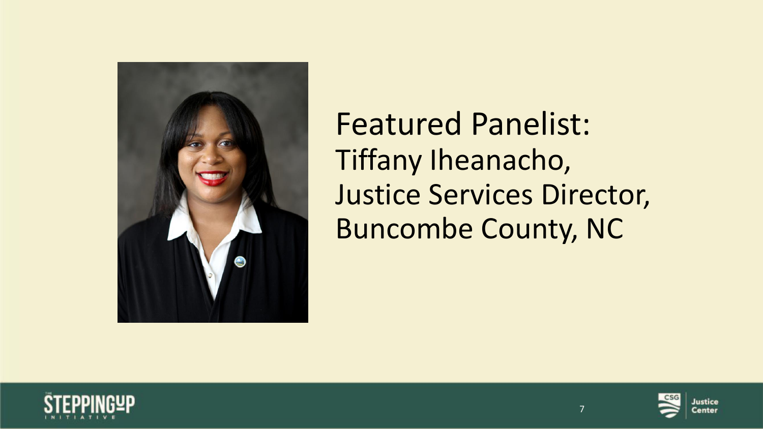Featured Panelist:
Tiffany Iheanacho,
Justice Services Director,
Buncombe County, NC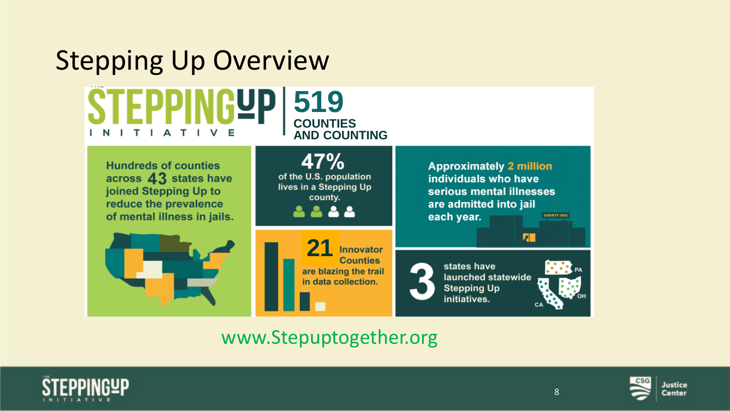# Stepping Up Overview

**THE STEPPING UP INITIATIVE**

**519**
**COUNTIES AND COUNTING**

Hundreds of counties across **43** states have joined Stepping Up to reduce the prevalence of mental illness in jails.

**47%** of the U.S. population lives in a Stepping Up county.

Approximately **2 million** individuals who have serious mental illnesses are admitted into jail each year.

**21** Innovator Counties are blazing the trail in data collection.

**3** states have launched statewide Stepping Up initiatives.

PA

OH

CA

www.Stepuptogether.org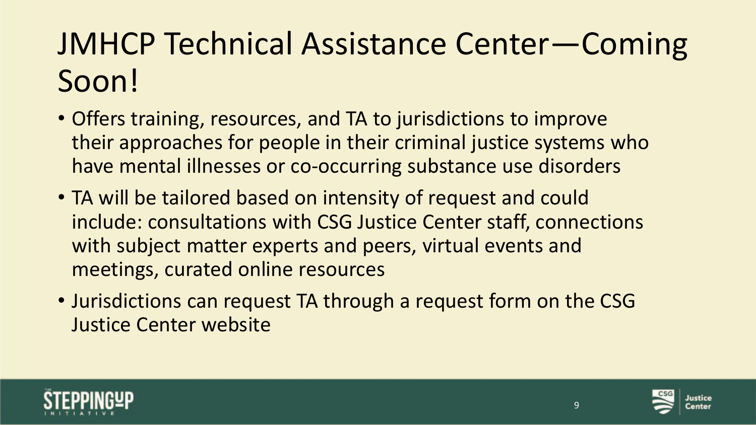# JMHCP Technical Assistance Center—Coming Soon!

- Offers training, resources, and TA to jurisdictions to improve their approaches for people in their criminal justice systems who have mental illnesses or co-occurring substance use disorders
- TA will be tailored based on intensity of request and could include: consultations with CSG Justice Center staff, connections with subject matter experts and peers, virtual events and meetings, curated online resources
- Jurisdictions can request TA through a request form on the CSG Justice Center website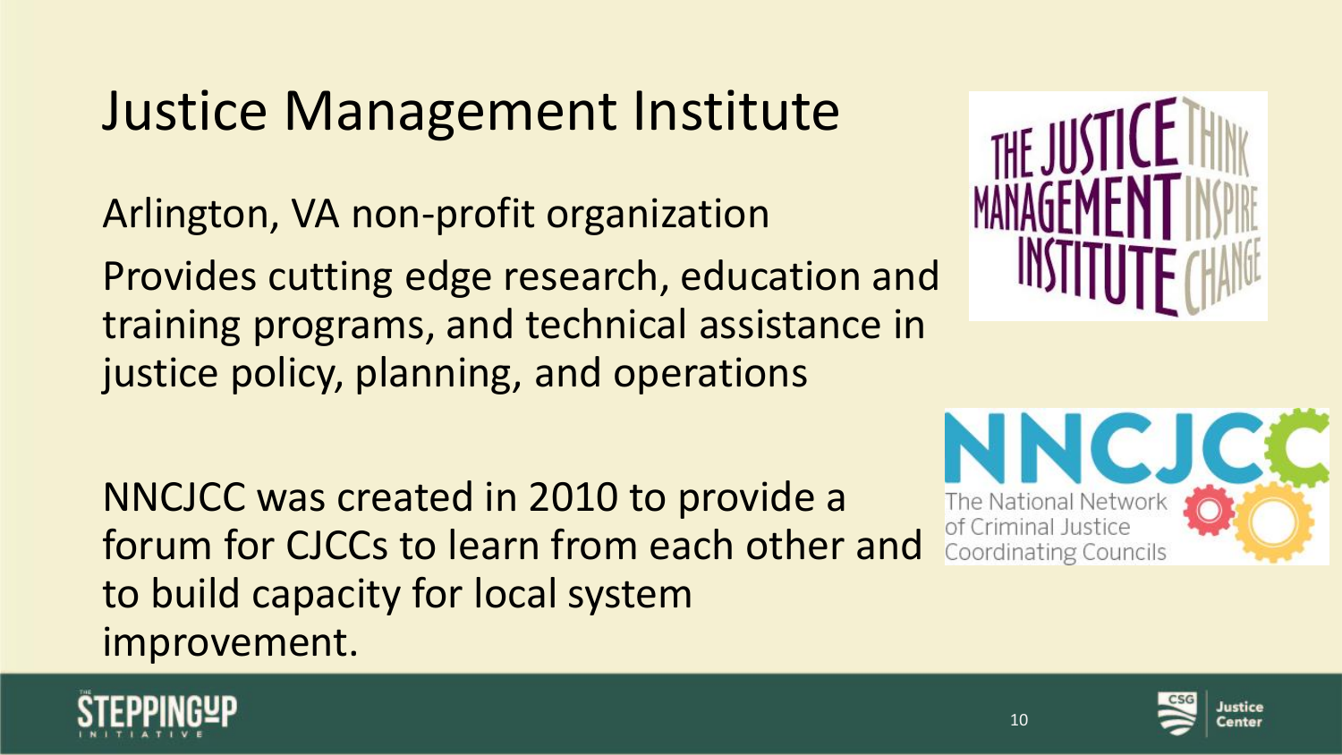# Justice Management Institute

Arlington, VA non-profit organization

Provides cutting edge research, education and training programs, and technical assistance in justice policy, planning, and operations

NNCJCC was created in 2010 to provide a forum for CJCCs to learn from each other and to build capacity for local system improvement.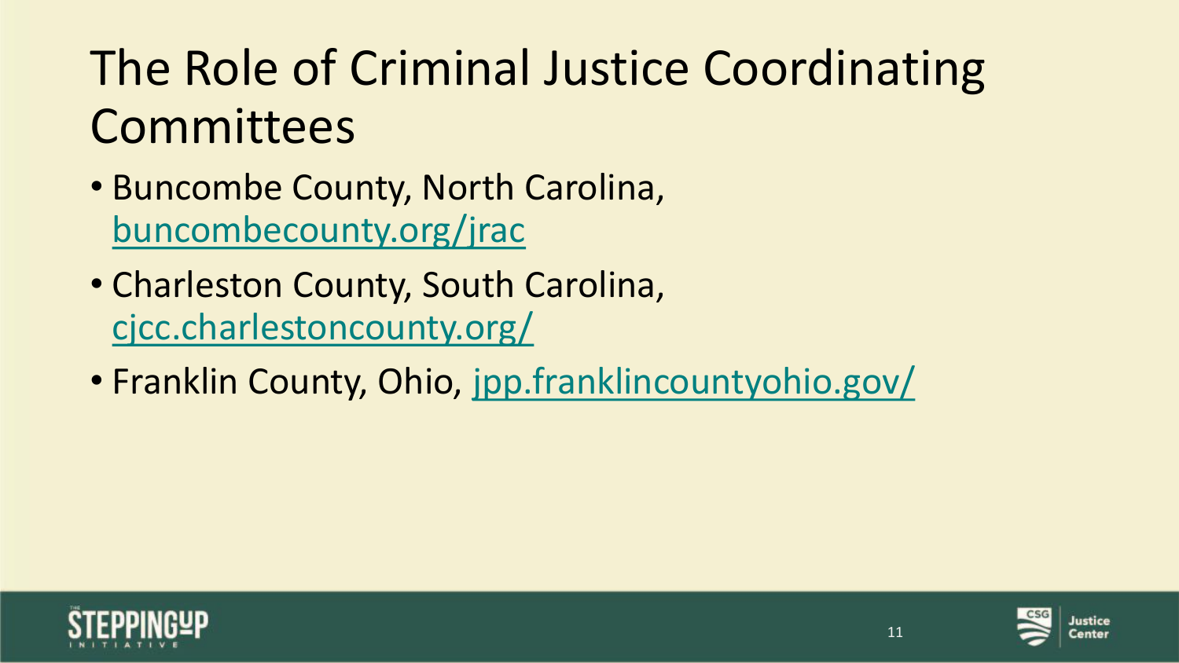# The Role of Criminal Justice Coordinating Committees

- Buncombe County, North Carolina, buncombecounty.org/jrac
- Charleston County, South Carolina, cjcc.charlestoncounty.org/
- Franklin County, Ohio, jpp.franklincountyohio.gov/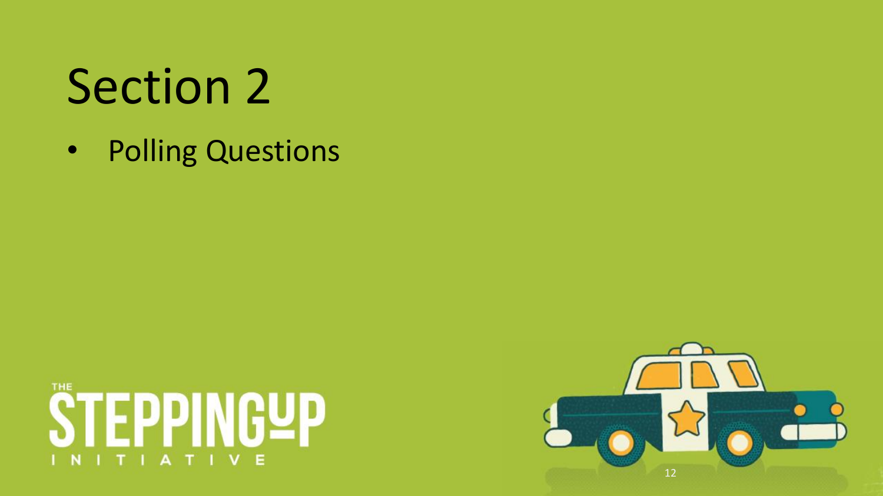# Section 2

- Polling Questions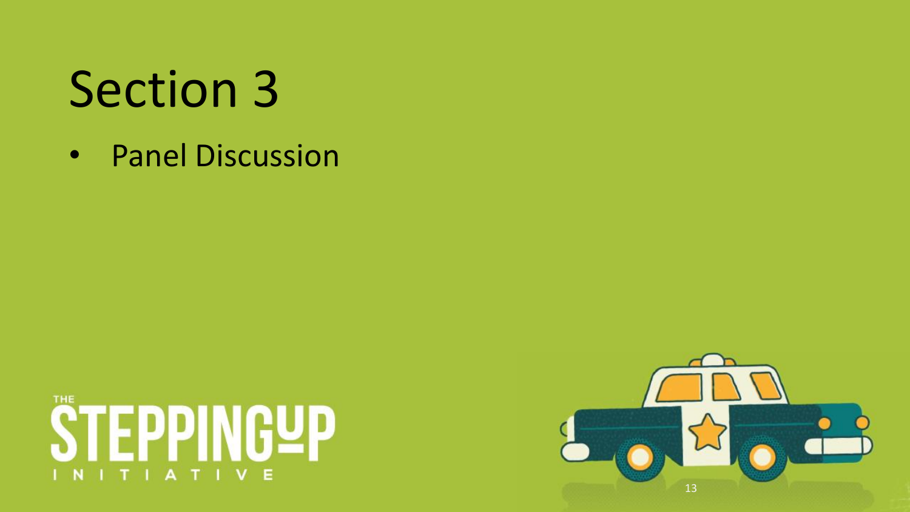# Section 3

- Panel Discussion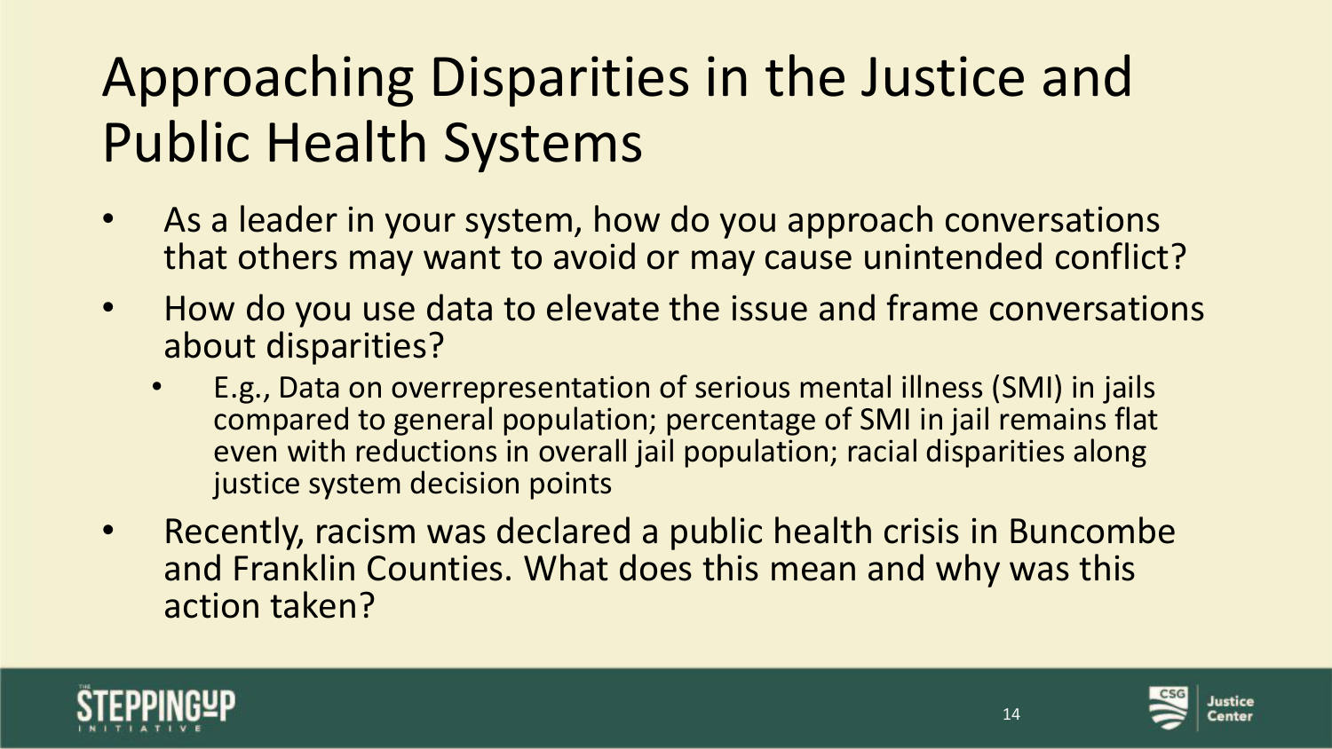# Approaching Disparities in the Justice and Public Health Systems

- As a leader in your system, how do you approach conversations that others may want to avoid or may cause unintended conflict?
- How do you use data to elevate the issue and frame conversations about disparities?
  - E.g., Data on overrepresentation of serious mental illness (SMI) in jails compared to general population; percentage of SMI in jail remains flat even with reductions in overall jail population; racial disparities along justice system decision points
- Recently, racism was declared a public health crisis in Buncombe and Franklin Counties. What does this mean and why was this action taken?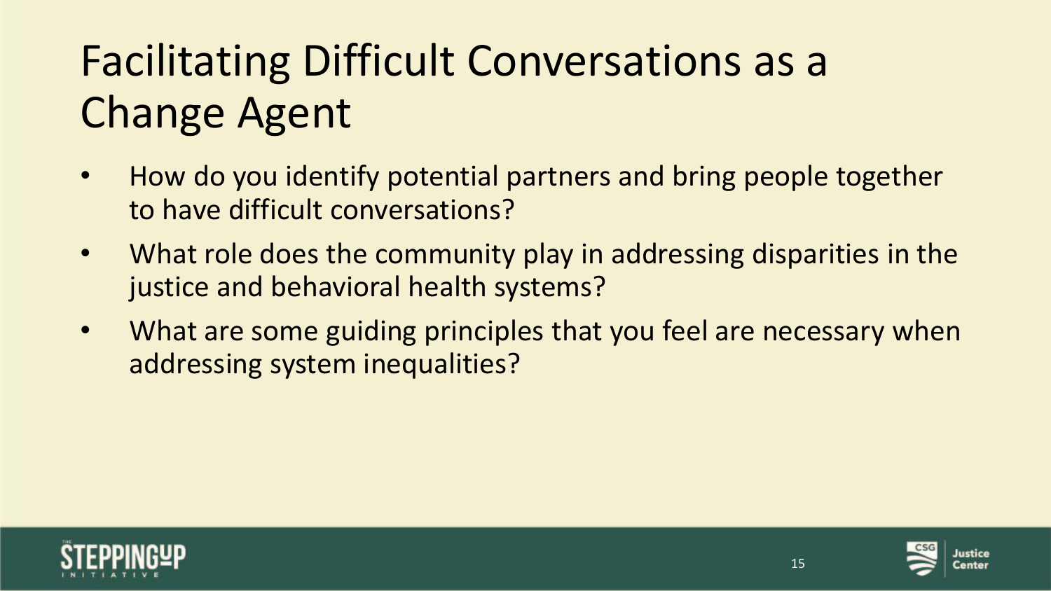# Facilitating Difficult Conversations as a Change Agent

- How do you identify potential partners and bring people together to have difficult conversations?
- What role does the community play in addressing disparities in the justice and behavioral health systems?
- What are some guiding principles that you feel are necessary when addressing system inequalities?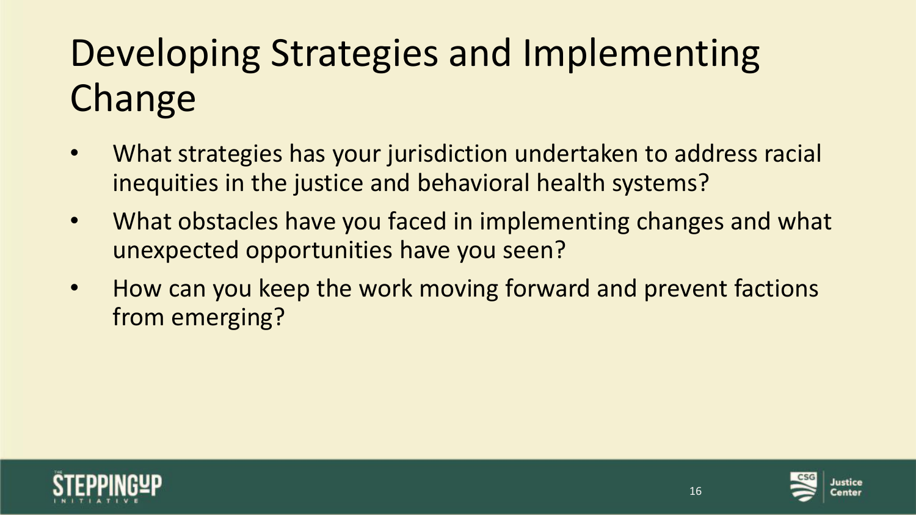# Developing Strategies and Implementing Change

- What strategies has your jurisdiction undertaken to address racial inequities in the justice and behavioral health systems?
- What obstacles have you faced in implementing changes and what unexpected opportunities have you seen?
- How can you keep the work moving forward and prevent factions from emerging?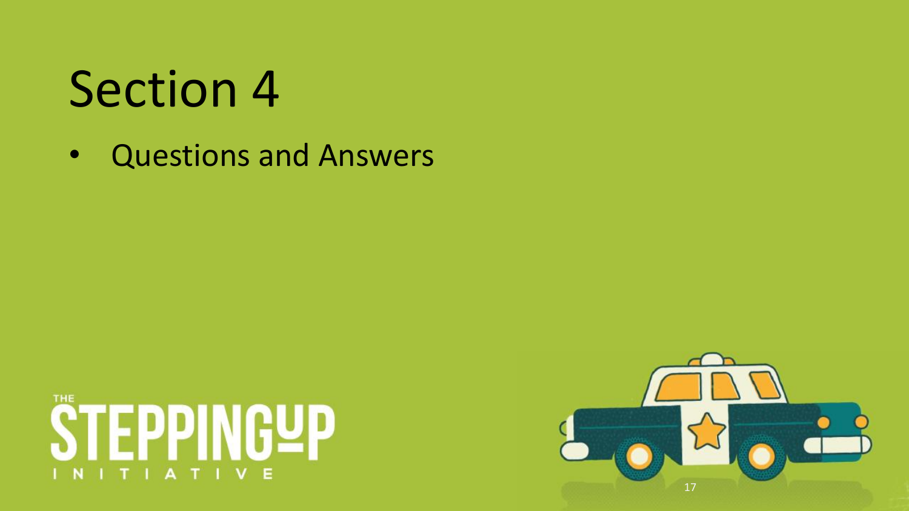# Section 4

- Questions and Answers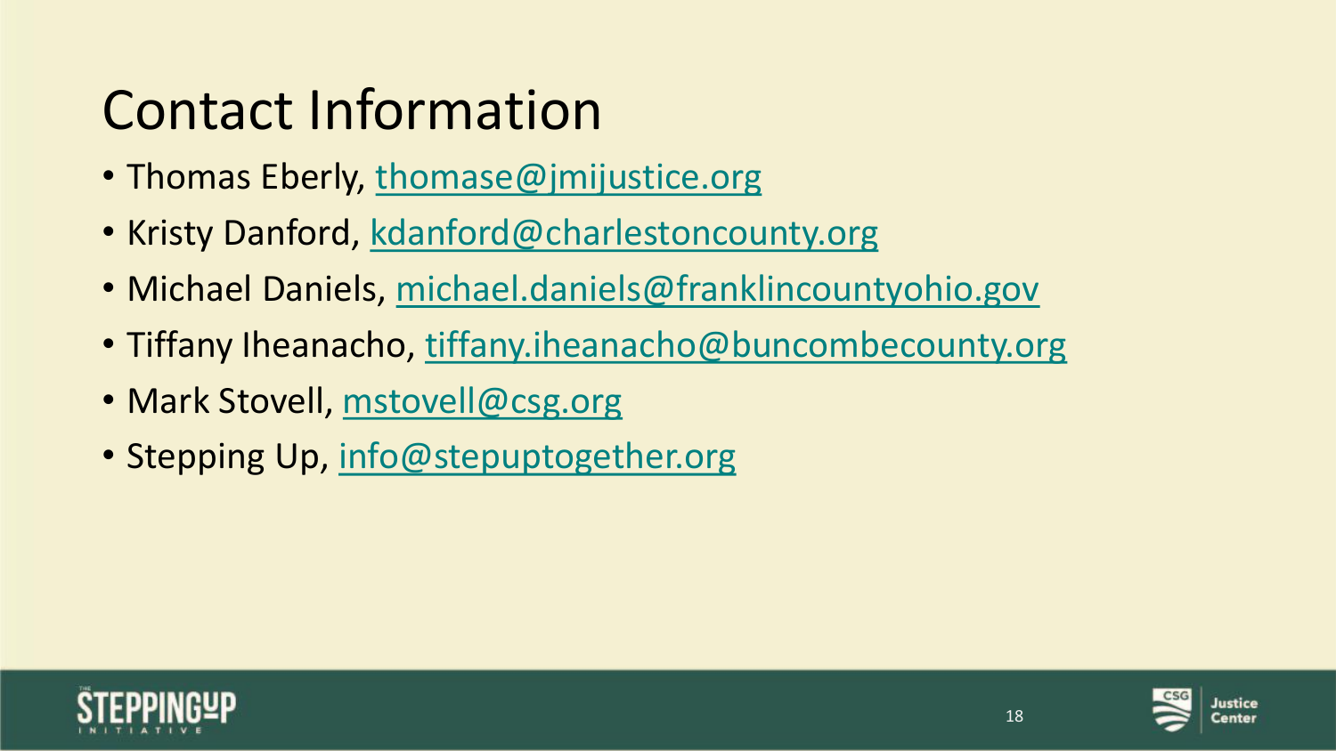# Contact Information

- Thomas Eberly, thomase@jmijustice.org
- Kristy Danford, kdanford@charlestoncounty.org
- Michael Daniels, michael.daniels@franklincountyohio.gov
- Tiffany Iheanacho, tiffany.iheanacho@buncombecounty.org
- Mark Stovell, mstovell@csg.org
- Stepping Up, info@stepuptogether.org